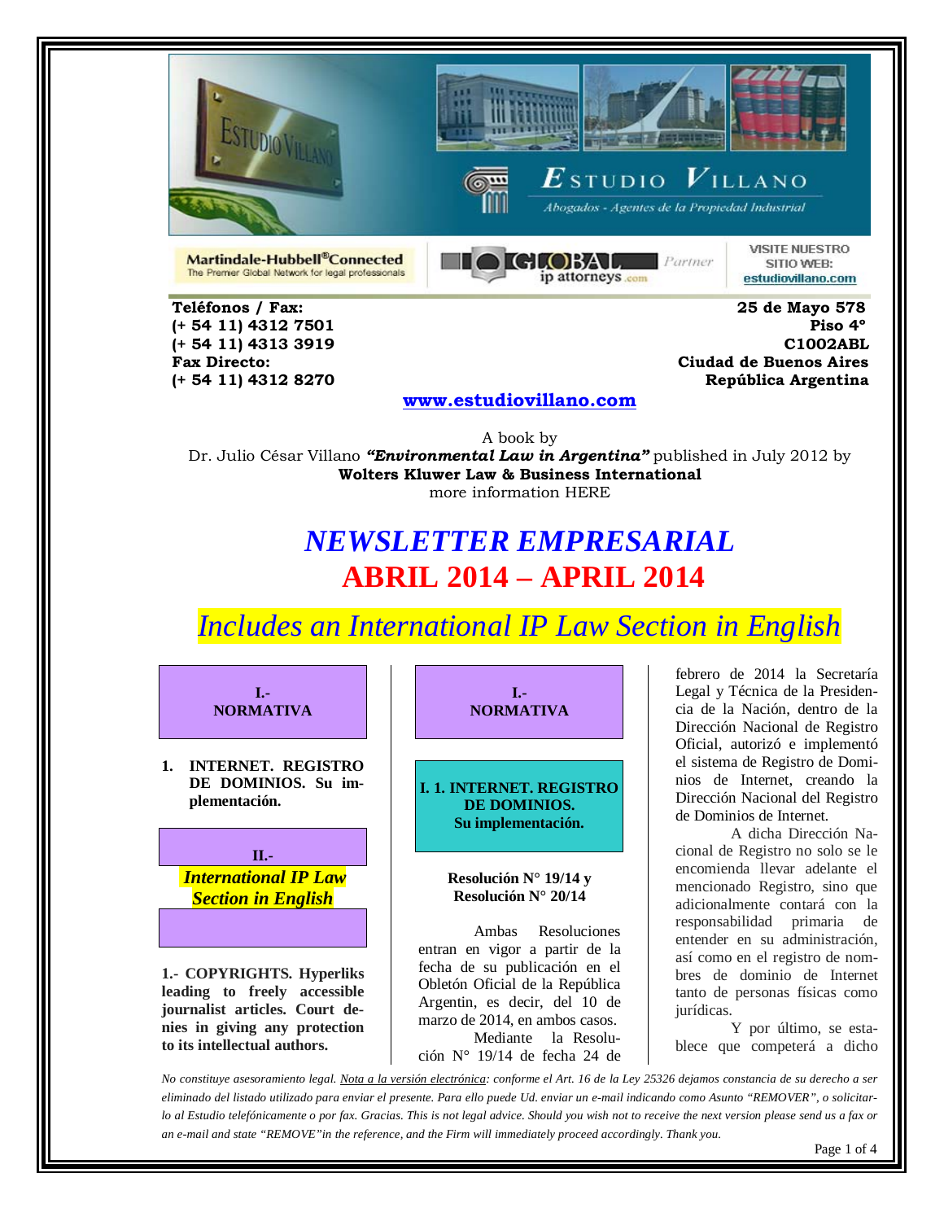Martindale-Hubbell® Connected
The Premier Global Network for legal professionals

GLOBAL ip attorneys .com Partner

VISITE NUESTRO SITIO WEB: estudiovillano.com

**Teléfonos / Fax:**
**(+ 54 11) 4312 7501**
**(+ 54 11) 4313 3919**
**Fax Directo:**
**(+ 54 11) 4312 8270**

**25 de Mayo 578**
**Piso 4°**
**C1002ABL**
**Ciudad de Buenos Aires**
**República Argentina**

**www.estudiovillano.com**

A book by
Dr. Julio César Villano ***"Environmental Law in Argentina"*** published in July 2012 by
**Wolters Kluwer Law & Business International**
more information HERE

# *NEWSLETTER EMPRESARIAL*

# ABRIL 2014 – APRIL 2014

## *Includes an International IP Law Section in English*

**I.- NORMATIVA**

1. **INTERNET. REGISTRO DE DOMINIOS. Su implementación.**

**II.- *International IP Law Section in English***

**1.- COPYRIGHTS. Hyperliks leading to freely accessible journalist articles. Court denies in giving any protection to its intellectual authors.**

## I.- NORMATIVA

### I. 1. INTERNET. REGISTRO DE DOMINIOS. Su implementación.

**Resolución N° 19/14 y Resolución N° 20/14**

Ambas Resoluciones entran en vigor a partir de la fecha de su publicación en el Obletón Oficial de la República Argentin, es decir, del 10 de marzo de 2014, en ambos casos.

Mediante la Resolución N° 19/14 de fecha 24 de febrero de 2014 la Secretaría Legal y Técnica de la Presidencia de la Nación, dentro de la Dirección Nacional de Registro Oficial, autorizó e implementó el sistema de Registro de Dominios de Internet, creando la Dirección Nacional del Registro de Dominios de Internet.

A dicha Dirección Nacional de Registro no solo se le encomienda llevar adelante el mencionado Registro, sino que adicionalmente contará con la responsabilidad primaria de entender en su administración, así como en el registro de nombres de dominio de Internet tanto de personas físicas como jurídicas.

Y por último, se establece que competerá a dicho

*No constituye asesoramiento legal. Nota a la versión electrónica: conforme el Art. 16 de la Ley 25326 dejamos constancia de su derecho a ser eliminado del listado utilizado para enviar el presente. Para ello puede Ud. enviar un e-mail indicando como Asunto "REMOVER", o solicitarlo al Estudio telefónicamente o por fax. Gracias. This is not legal advice. Should you wish not to receive the next version please send us a fax or an e-mail and state "REMOVE" in the reference, and the Firm will immediately proceed accordingly. Thank you.*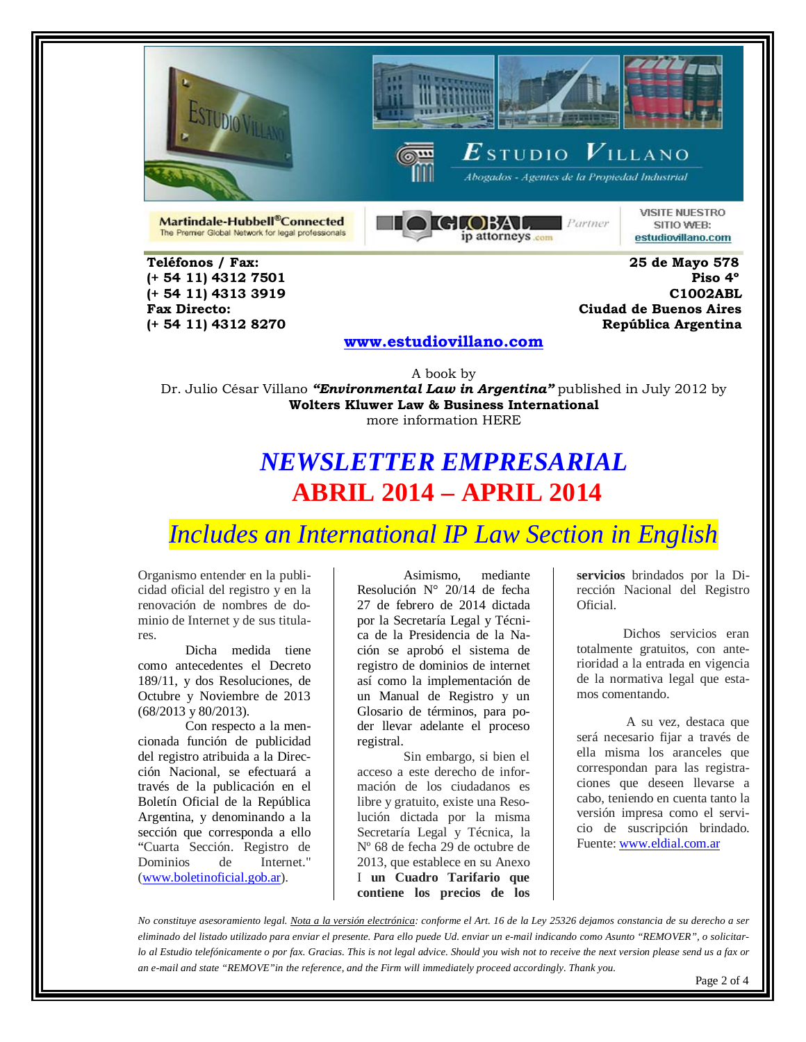Teléfonos / Fax:
(+ 54 11) 4312 7501
(+ 54 11) 4313 3919
Fax Directo:
(+ 54 11) 4312 8270

25 de Mayo 578
Piso 4°
C1002ABL
Ciudad de Buenos Aires
República Argentina

**www.estudiovillano.com**

A book by
Dr. Julio César Villano ***"Environmental Law in Argentina"*** published in July 2012 by
**Wolters Kluwer Law & Business International**
more information HERE

# *NEWSLETTER EMPRESARIAL*

# ABRIL 2014 – APRIL 2014

## *Includes an International IP Law Section in English*

Organismo entender en la publicidad oficial del registro y en la renovación de nombres de dominio de Internet y de sus titulares.

Dicha medida tiene como antecedentes el Decreto 189/11, y dos Resoluciones, de Octubre y Noviembre de 2013 (68/2013 y 80/2013).

Con respecto a la mencionada función de publicidad del registro atribuida a la Dirección Nacional, se efectuará a través de la publicación en el Boletín Oficial de la República Argentina, y denominando a la sección que corresponda a ello "Cuarta Sección. Registro de Dominios de Internet." (www.boletinoficial.gob.ar).

Asimismo, mediante Resolución N° 20/14 de fecha 27 de febrero de 2014 dictada por la Secretaría Legal y Técnica de la Presidencia de la Nación se aprobó el sistema de registro de dominios de internet así como la implementación de un Manual de Registro y un Glosario de términos, para poder llevar adelante el proceso registral.

Sin embargo, si bien el acceso a este derecho de información de los ciudadanos es libre y gratuito, existe una Resolución dictada por la misma Secretaría Legal y Técnica, la Nº 68 de fecha 29 de octubre de 2013, que establece en su Anexo I **un Cuadro Tarifario que contiene los precios de los servicios** brindados por la Dirección Nacional del Registro Oficial.

Dichos servicios eran totalmente gratuitos, con anterioridad a la entrada en vigencia de la normativa legal que estamos comentando.

A su vez, destaca que será necesario fijar a través de ella misma los aranceles que correspondan para las registraciones que deseen llevarse a cabo, teniendo en cuenta tanto la versión impresa como el servicio de suscripción brindado. Fuente: www.eldial.com.ar

*No constituye asesoramiento legal. Nota a la versión electrónica: conforme el Art. 16 de la Ley 25326 dejamos constancia de su derecho a ser eliminado del listado utilizado para enviar el presente. Para ello puede Ud. enviar un e-mail indicando como Asunto "REMOVER", o solicitarlo al Estudio telefónicamente o por fax. Gracias. This is not legal advice. Should you wish not to receive the next version please send us a fax or an e-mail and state "REMOVE"in the reference, and the Firm will immediately proceed accordingly. Thank you.*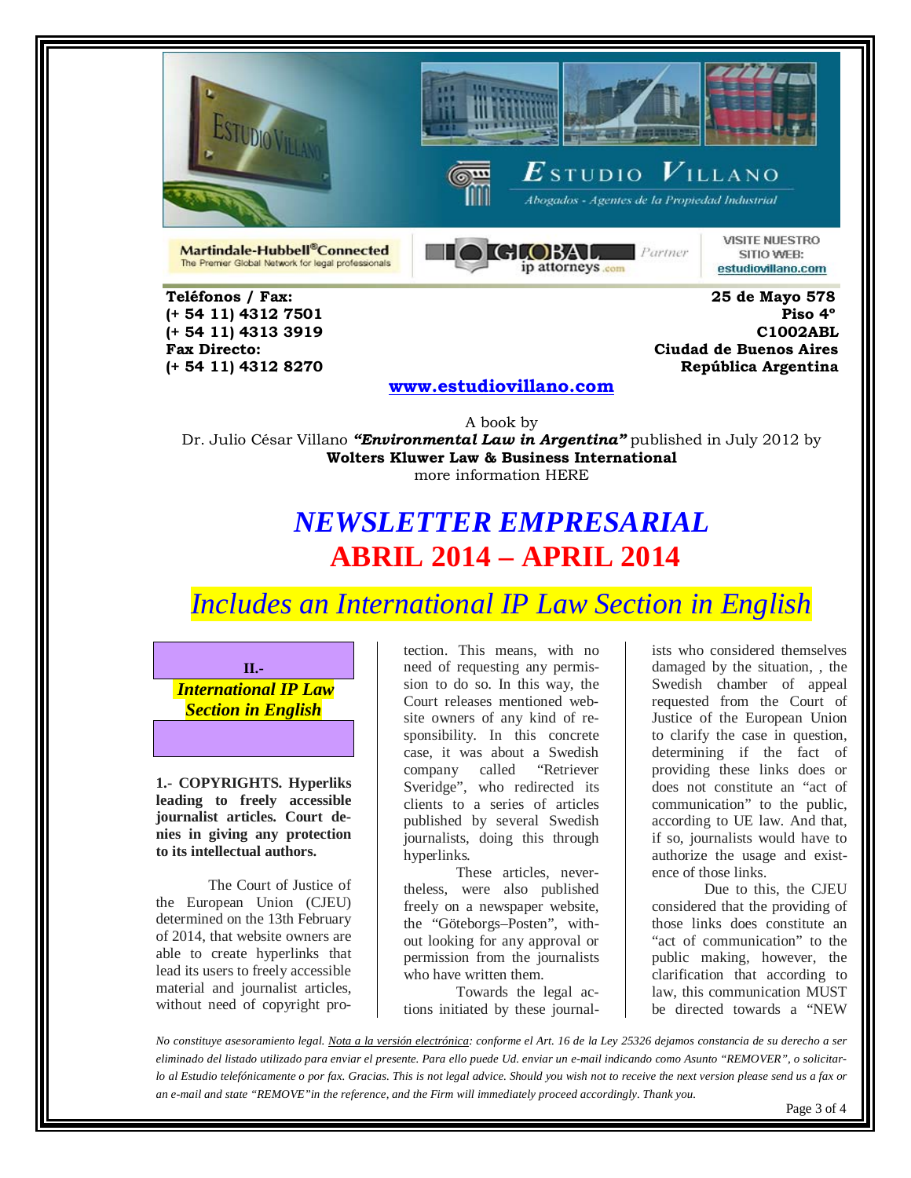Martindale-Hubbell®Connected
The Premier Global Network for legal professionals

GLOBAL ip attorneys .com Partner

VISITE NUESTRO SITIO WEB: estudiovillano.com

**Teléfonos / Fax:**
**(+ 54 11) 4312 7501**
**(+ 54 11) 4313 3919**
**Fax Directo:**
**(+ 54 11) 4312 8270**

**25 de Mayo 578**
**Piso 4°**
**C1002ABL**
**Ciudad de Buenos Aires**
**República Argentina**

**www.estudiovillano.com**

A book by
Dr. Julio César Villano ***"Environmental Law in Argentina"*** published in July 2012 by
**Wolters Kluwer Law & Business International**
more information HERE

# *NEWSLETTER EMPRESARIAL*

# ABRIL 2014 – APRIL 2014

## *Includes an International IP Law Section in English*

**II.-**
***International IP Law Section in English***

**1.- COPYRIGHTS. Hyperliks leading to freely accessible journalist articles. Court denies in giving any protection to its intellectual authors.**

The Court of Justice of the European Union (CJEU) determined on the 13th February of 2014, that website owners are able to create hyperlinks that lead its users to freely accessible material and journalist articles, without need of copyright protection. This means, with no need of requesting any permission to do so. In this way, the Court releases mentioned website owners of any kind of responsibility. In this concrete case, it was about a Swedish company called "Retriever Sveridge", who redirected its clients to a series of articles published by several Swedish journalists, doing this through hyperlinks.

These articles, nevertheless, were also published freely on a newspaper website, the "Göteborgs–Posten", without looking for any approval or permission from the journalists who have written them.

Towards the legal actions initiated by these journalists who considered themselves damaged by the situation, , the Swedish chamber of appeal requested from the Court of Justice of the European Union to clarify the case in question, determining if the fact of providing these links does or does not constitute an "act of communication" to the public, according to UE law. And that, if so, journalists would have to authorize the usage and existence of those links.

Due to this, the CJEU considered that the providing of those links does constitute an "act of communication" to the public making, however, the clarification that according to law, this communication MUST be directed towards a "NEW

*No constituye asesoramiento legal. Nota a la versión electrónica: conforme el Art. 16 de la Ley 25326 dejamos constancia de su derecho a ser eliminado del listado utilizado para enviar el presente. Para ello puede Ud. enviar un e-mail indicando como Asunto "REMOVER", o solicitarlo al Estudio telefónicamente o por fax. Gracias. This is not legal advice. Should you wish not to receive the next version please send us a fax or an e-mail and state "REMOVE"in the reference, and the Firm will immediately proceed accordingly. Thank you.*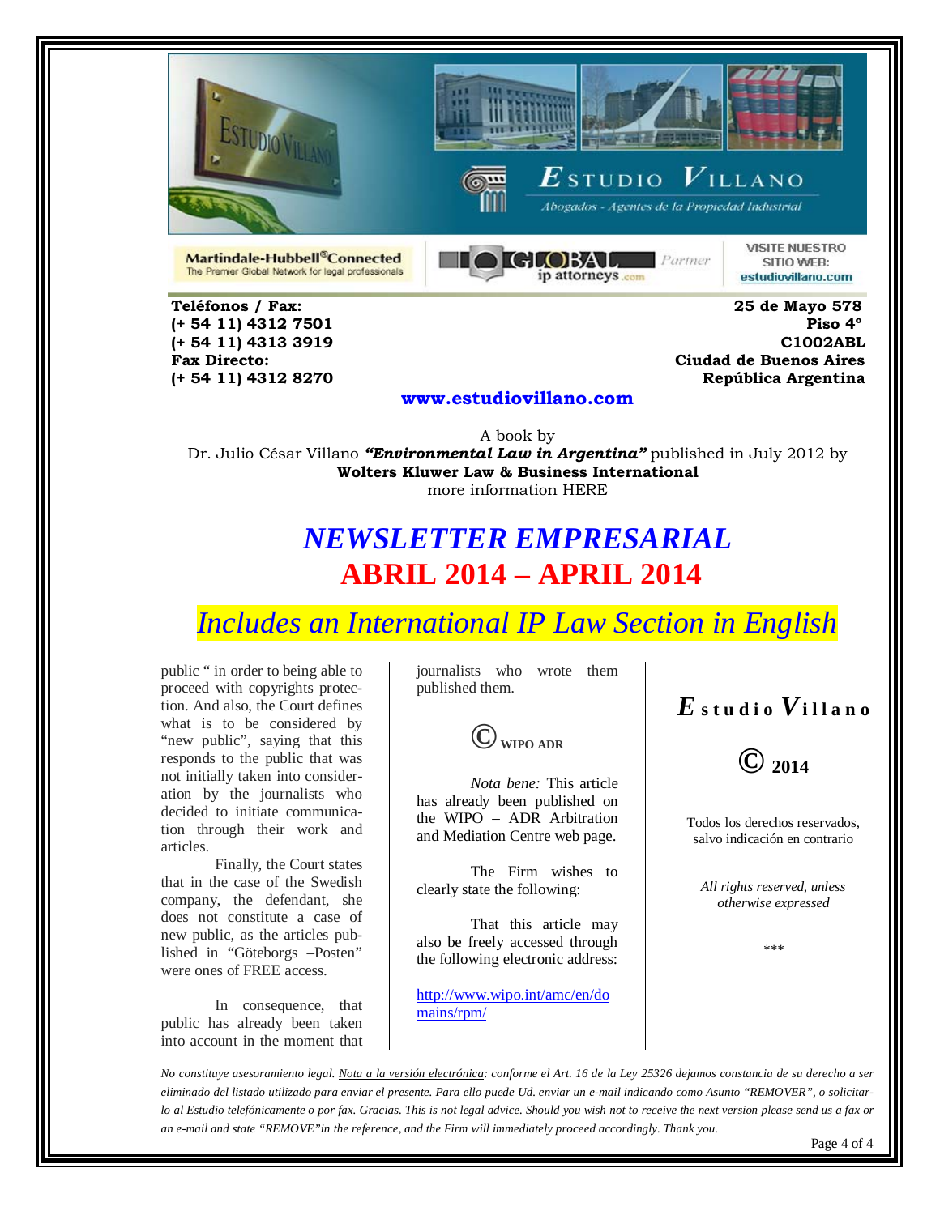**Teléfonos / Fax:**
**(+ 54 11) 4312 7501**
**(+ 54 11) 4313 3919**
**Fax Directo:**
**(+ 54 11) 4312 8270**

**25 de Mayo 578**
**Piso 4º**
**C1002ABL**
**Ciudad de Buenos Aires**
**República Argentina**

**www.estudiovillano.com**

A book by
Dr. Julio César Villano ***"Environmental Law in Argentina"*** published in July 2012 by
**Wolters Kluwer Law & Business International**
more information HERE

# *NEWSLETTER EMPRESARIAL*

# ABRIL 2014 – APRIL 2014

## *Includes an International IP Law Section in English*

public " in order to being able to proceed with copyrights protection. And also, the Court defines what is to be considered by "new public", saying that this responds to the public that was not initially taken into consideration by the journalists who decided to initiate communication through their work and articles.

Finally, the Court states that in the case of the Swedish company, the defendant, she does not constitute a case of new public, as the articles published in "Göteborgs –Posten" were ones of FREE access.

In consequence, that public has already been taken into account in the moment that journalists who wrote them published them.

© **WIPO ADR**

*Nota bene:* This article has already been published on the WIPO – ADR Arbitration and Mediation Centre web page.

The Firm wishes to clearly state the following:

That this article may also be freely accessed through the following electronic address:

http://www.wipo.int/amc/en/domains/rpm/

***E*studio *V*illano**

**© 2014**

Todos los derechos reservados, salvo indicación en contrario

*All rights reserved, unless otherwise expressed*

\*\*\*

*No constituye asesoramiento legal. Nota a la versión electrónica: conforme el Art. 16 de la Ley 25326 dejamos constancia de su derecho a ser eliminado del listado utilizado para enviar el presente. Para ello puede Ud. enviar un e-mail indicando como Asunto "REMOVER", o solicitarlo al Estudio telefónicamente o por fax. Gracias. This is not legal advice. Should you wish not to receive the next version please send us a fax or an e-mail and state "REMOVE"in the reference, and the Firm will immediately proceed accordingly. Thank you.*